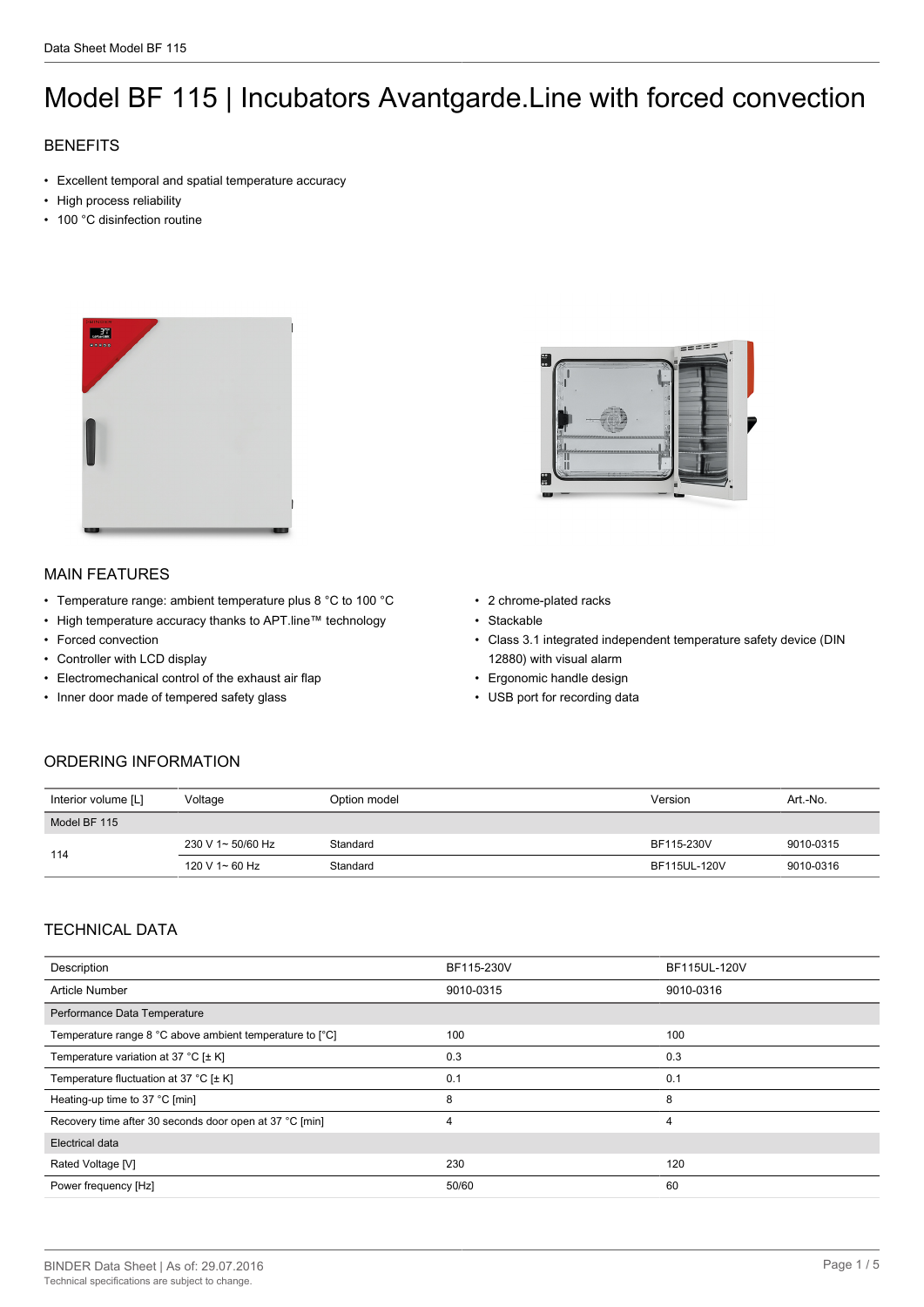# Model BF 115 | Incubators Avantgarde.Line with forced convection

## BENEFITS

- Excellent temporal and spatial temperature accuracy
- High process reliability
- 100 °C disinfection routine

## MAIN FEATURES

- Temperature range: ambient temperature plus 8 °C to 100 °C
- High temperature accuracy thanks to APT.line™ technology
- Forced convection
- Controller with LCD display
- Electromechanical control of the exhaust air flap
- Inner door made of tempered safety glass
- 2 chrome-plated racks
- Stackable
- Class 3.1 integrated independent temperature safety device (DIN 12880) with visual alarm
- Ergonomic handle design
- USB port for recording data

## ORDERING INFORMATION

| Interior volume [L] | Voltage | Option model | Version | Art.-No. |
|---|---|---|---|---|
| Model BF 115 | | | | |
| 114 | 230 V 1~ 50/60 Hz | Standard | BF115-230V | 9010-0315 |
| | 120 V 1~ 60 Hz | Standard | BF115UL-120V | 9010-0316 |

## TECHNICAL DATA

| Description | BF115-230V | BF115UL-120V |
|---|---|---|
| Article Number | 9010-0315 | 9010-0316 |
| Performance Data Temperature | | |
| Temperature range 8 °C above ambient temperature to [°C] | 100 | 100 |
| Temperature variation at 37 °C [± K] | 0.3 | 0.3 |
| Temperature fluctuation at 37 °C [± K] | 0.1 | 0.1 |
| Heating-up time to 37 °C [min] | 8 | 8 |
| Recovery time after 30 seconds door open at 37 °C [min] | 4 | 4 |
| Electrical data | | |
| Rated Voltage [V] | 230 | 120 |
| Power frequency [Hz] | 50/60 | 60 |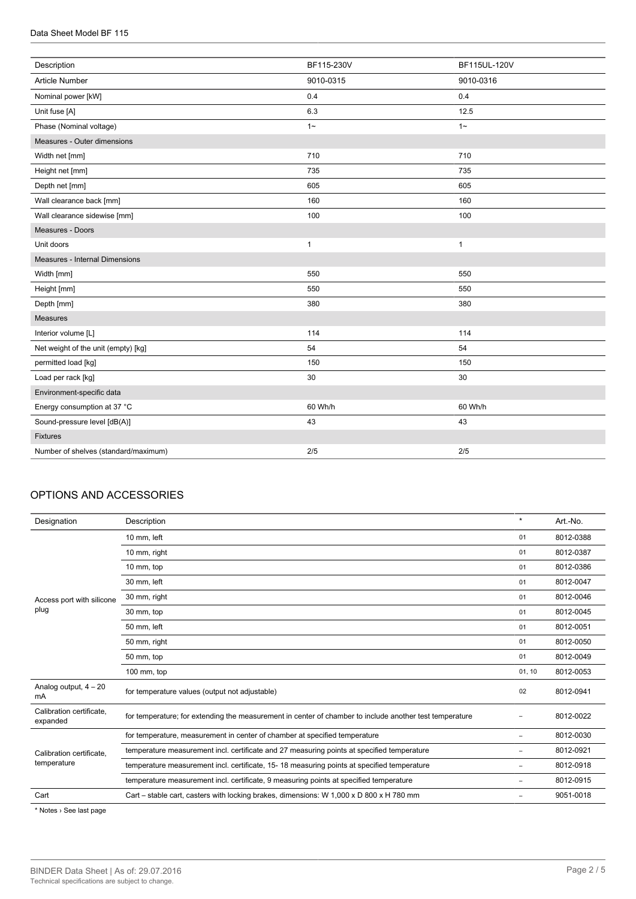| Description | BF115-230V | BF115UL-120V |
|---|---|---|
| Article Number | 9010-0315 | 9010-0316 |
| Nominal power [kW] | 0.4 | 0.4 |
| Unit fuse [A] | 6.3 | 12.5 |
| Phase (Nominal voltage) | 1~ | 1~ |
| Measures - Outer dimensions | | |
| Width net [mm] | 710 | 710 |
| Height net [mm] | 735 | 735 |
| Depth net [mm] | 605 | 605 |
| Wall clearance back [mm] | 160 | 160 |
| Wall clearance sidewise [mm] | 100 | 100 |
| Measures - Doors | | |
| Unit doors | 1 | 1 |
| Measures - Internal Dimensions | | |
| Width [mm] | 550 | 550 |
| Height [mm] | 550 | 550 |
| Depth [mm] | 380 | 380 |
| Measures | | |
| Interior volume [L] | 114 | 114 |
| Net weight of the unit (empty) [kg] | 54 | 54 |
| permitted load [kg] | 150 | 150 |
| Load per rack [kg] | 30 | 30 |
| Environment-specific data | | |
| Energy consumption at 37 °C | 60 Wh/h | 60 Wh/h |
| Sound-pressure level [dB(A)] | 43 | 43 |
| Fixtures | | |
| Number of shelves (standard/maximum) | 2/5 | 2/5 |

## OPTIONS AND ACCESSORIES

| Designation | Description | * | Art.-No. |
|---|---|---|---|
| Access port with silicone plug | 10 mm, left | 01 | 8012-0388 |
| | 10 mm, right | 01 | 8012-0387 |
| | 10 mm, top | 01 | 8012-0386 |
| | 30 mm, left | 01 | 8012-0047 |
| | 30 mm, right | 01 | 8012-0046 |
| | 30 mm, top | 01 | 8012-0045 |
| | 50 mm, left | 01 | 8012-0051 |
| | 50 mm, right | 01 | 8012-0050 |
| | 50 mm, top | 01 | 8012-0049 |
| | 100 mm, top | 01, 10 | 8012-0053 |
| Analog output, 4 – 20 mA | for temperature values (output not adjustable) | 02 | 8012-0941 |
| Calibration certificate, expanded | for temperature; for extending the measurement in center of chamber to include another test temperature | – | 8012-0022 |
| Calibration certificate, temperature | for temperature, measurement in center of chamber at specified temperature | – | 8012-0030 |
| | temperature measurement incl. certificate and 27 measuring points at specified temperature | – | 8012-0921 |
| | temperature measurement incl. certificate, 15- 18 measuring points at specified temperature | – | 8012-0918 |
| | temperature measurement incl. certificate, 9 measuring points at specified temperature | – | 8012-0915 |
| Cart | Cart – stable cart, casters with locking brakes, dimensions: W 1,000 x D 800 x H 780 mm | – | 9051-0018 |

* Notes › See last page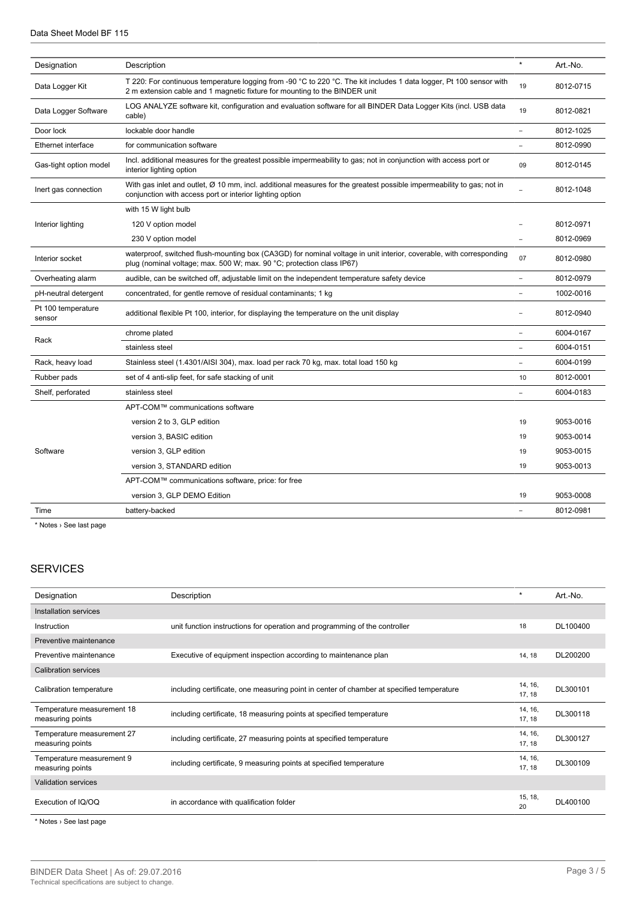| Designation | Description | * | Art.-No. |
| --- | --- | --- | --- |
| Data Logger Kit | T 220: For continuous temperature logging from -90 °C to 220 °C. The kit includes 1 data logger, Pt 100 sensor with 2 m extension cable and 1 magnetic fixture for mounting to the BINDER unit | 19 | 8012-0715 |
| Data Logger Software | LOG ANALYZE software kit, configuration and evaluation software for all BINDER Data Logger Kits (incl. USB data cable) | 19 | 8012-0821 |
| Door lock | lockable door handle | – | 8012-1025 |
| Ethernet interface | for communication software | – | 8012-0990 |
| Gas-tight option model | Incl. additional measures for the greatest possible impermeability to gas; not in conjunction with access port or interior lighting option | 09 | 8012-0145 |
| Inert gas connection | With gas inlet and outlet, Ø 10 mm, incl. additional measures for the greatest possible impermeability to gas; not in conjunction with access port or interior lighting option | – | 8012-1048 |
| Interior lighting | with 15 W light bulb | | |
| | 120 V option model | – | 8012-0971 |
| | 230 V option model | – | 8012-0969 |
| Interior socket | waterproof, switched flush-mounting box (CA3GD) for nominal voltage in unit interior, coverable, with corresponding plug (nominal voltage; max. 500 W; max. 90 °C; protection class IP67) | 07 | 8012-0980 |
| Overheating alarm | audible, can be switched off, adjustable limit on the independent temperature safety device | – | 8012-0979 |
| pH-neutral detergent | concentrated, for gentle remove of residual contaminants; 1 kg | – | 1002-0016 |
| Pt 100 temperature sensor | additional flexible Pt 100, interior, for displaying the temperature on the unit display | – | 8012-0940 |
| Rack | chrome plated | – | 6004-0167 |
| | stainless steel | – | 6004-0151 |
| Rack, heavy load | Stainless steel (1.4301/AISI 304), max. load per rack 70 kg, max. total load 150 kg | – | 6004-0199 |
| Rubber pads | set of 4 anti-slip feet, for safe stacking of unit | 10 | 8012-0001 |
| Shelf, perforated | stainless steel | – | 6004-0183 |
| Software | APT-COM™ communications software | | |
| | version 2 to 3, GLP edition | 19 | 9053-0016 |
| | version 3, BASIC edition | 19 | 9053-0014 |
| | version 3, GLP edition | 19 | 9053-0015 |
| | version 3, STANDARD edition | 19 | 9053-0013 |
| | APT-COM™ communications software, price: for free | | |
| | version 3, GLP DEMO Edition | 19 | 9053-0008 |
| Time | battery-backed | – | 8012-0981 |

* Notes › See last page

## SERVICES

| Designation | Description | * | Art.-No. |
| --- | --- | --- | --- |
| Installation services | | | |
| Instruction | unit function instructions for operation and programming of the controller | 18 | DL100400 |
| Preventive maintenance | | | |
| Preventive maintenance | Executive of equipment inspection according to maintenance plan | 14, 18 | DL200200 |
| Calibration services | | | |
| Calibration temperature | including certificate, one measuring point in center of chamber at specified temperature | 14, 16, 17, 18 | DL300101 |
| Temperature measurement 18 measuring points | including certificate, 18 measuring points at specified temperature | 14, 16, 17, 18 | DL300118 |
| Temperature measurement 27 measuring points | including certificate, 27 measuring points at specified temperature | 14, 16, 17, 18 | DL300127 |
| Temperature measurement 9 measuring points | including certificate, 9 measuring points at specified temperature | 14, 16, 17, 18 | DL300109 |
| Validation services | | | |
| Execution of IQ/OQ | in accordance with qualification folder | 15, 18, 20 | DL400100 |

* Notes › See last page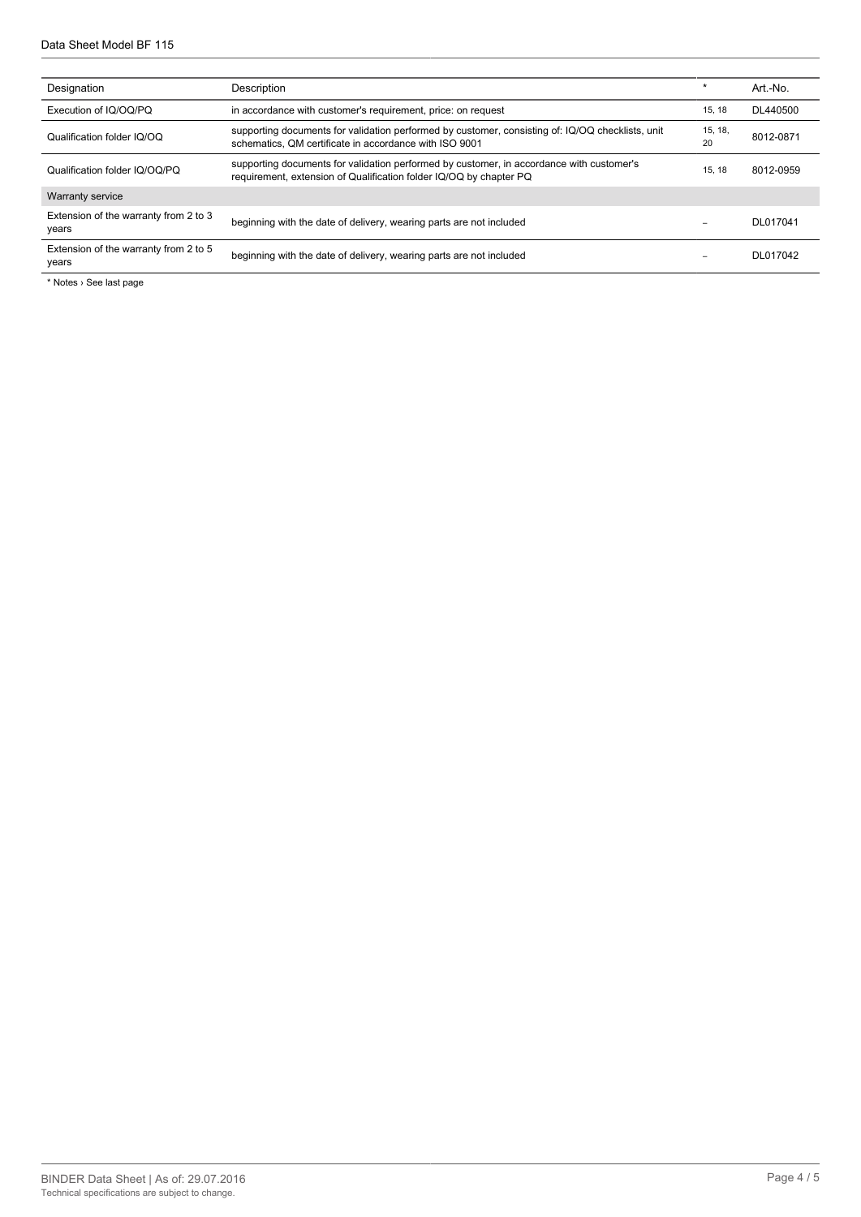| Designation | Description | * | Art.-No. |
| --- | --- | --- | --- |
| Execution of IQ/OQ/PQ | in accordance with customer's requirement, price: on request | 15, 18 | DL440500 |
| Qualification folder IQ/OQ | supporting documents for validation performed by customer, consisting of: IQ/OQ checklists, unit schematics, QM certificate in accordance with ISO 9001 | 15, 18, 20 | 8012-0871 |
| Qualification folder IQ/OQ/PQ | supporting documents for validation performed by customer, in accordance with customer's requirement, extension of Qualification folder IQ/OQ by chapter PQ | 15, 18 | 8012-0959 |
| Warranty service | | | |
| Extension of the warranty from 2 to 3 years | beginning with the date of delivery, wearing parts are not included | – | DL017041 |
| Extension of the warranty from 2 to 5 years | beginning with the date of delivery, wearing parts are not included | – | DL017042 |

* Notes › See last page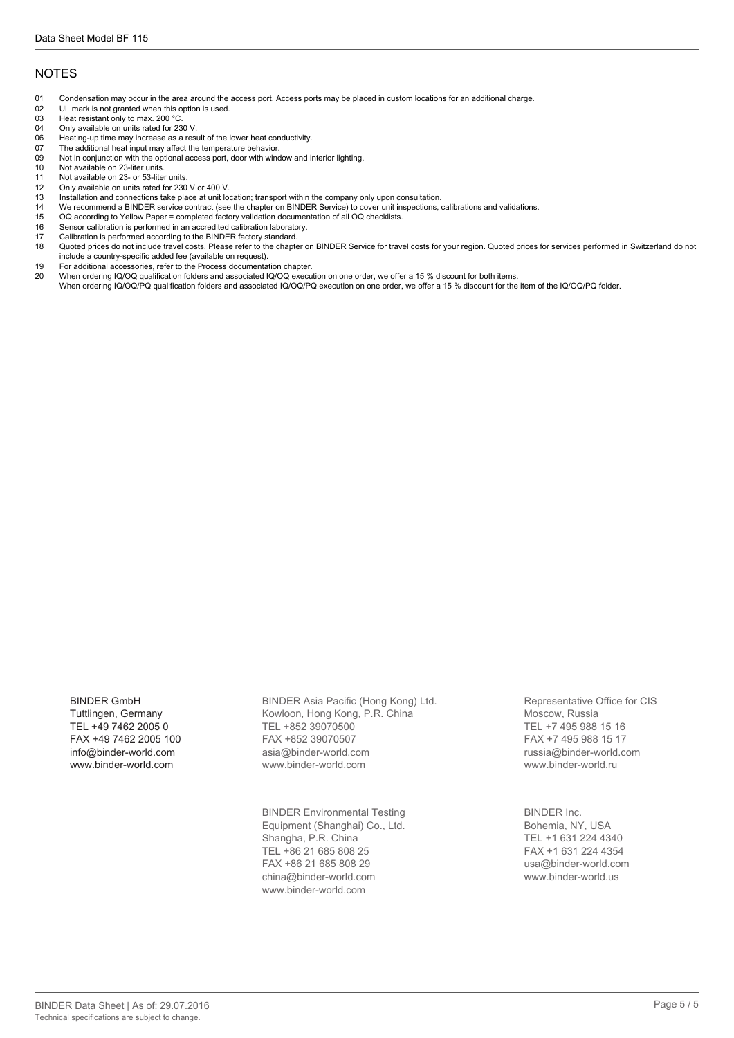## NOTES

01 Condensation may occur in the area around the access port. Access ports may be placed in custom locations for an additional charge.
02 UL mark is not granted when this option is used.
03 Heat resistant only to max. 200 °C.
04 Only available on units rated for 230 V.
06 Heating-up time may increase as a result of the lower heat conductivity.
07 The additional heat input may affect the temperature behavior.
09 Not in conjunction with the optional access port, door with window and interior lighting.
10 Not available on 23-liter units.
11 Not available on 23- or 53-liter units.
12 Only available on units rated for 230 V or 400 V.
13 Installation and connections take place at unit location; transport within the company only upon consultation.
14 We recommend a BINDER service contract (see the chapter on BINDER Service) to cover unit inspections, calibrations and validations.
15 OQ according to Yellow Paper = completed factory validation documentation of all OQ checklists.
16 Sensor calibration is performed in an accredited calibration laboratory.
17 Calibration is performed according to the BINDER factory standard.
18 Quoted prices do not include travel costs. Please refer to the chapter on BINDER Service for travel costs for your region. Quoted prices for services performed in Switzerland do not include a country-specific added fee (available on request).
19 For additional accessories, refer to the Process documentation chapter.
20 When ordering IQ/OQ qualification folders and associated IQ/OQ execution on one order, we offer a 15 % discount for both items.
When ordering IQ/OQ/PQ qualification folders and associated IQ/OQ/PQ execution on one order, we offer a 15 % discount for the item of the IQ/OQ/PQ folder.

BINDER GmbH
Tuttlingen, Germany
TEL +49 7462 2005 0
FAX +49 7462 2005 100
info@binder-world.com
www.binder-world.com

BINDER Asia Pacific (Hong Kong) Ltd.
Kowloon, Hong Kong, P.R. China
TEL +852 39070500
FAX +852 39070507
asia@binder-world.com
www.binder-world.com

Representative Office for CIS
Moscow, Russia
TEL +7 495 988 15 16
FAX +7 495 988 15 17
russia@binder-world.com
www.binder-world.ru

BINDER Environmental Testing Equipment (Shanghai) Co., Ltd.
Shangha, P.R. China
TEL +86 21 685 808 25
FAX +86 21 685 808 29
china@binder-world.com
www.binder-world.com

BINDER Inc.
Bohemia, NY, USA
TEL +1 631 224 4340
FAX +1 631 224 4354
usa@binder-world.com
www.binder-world.us

BINDER Data Sheet | As of: 29.07.2016
Technical specifications are subject to change.